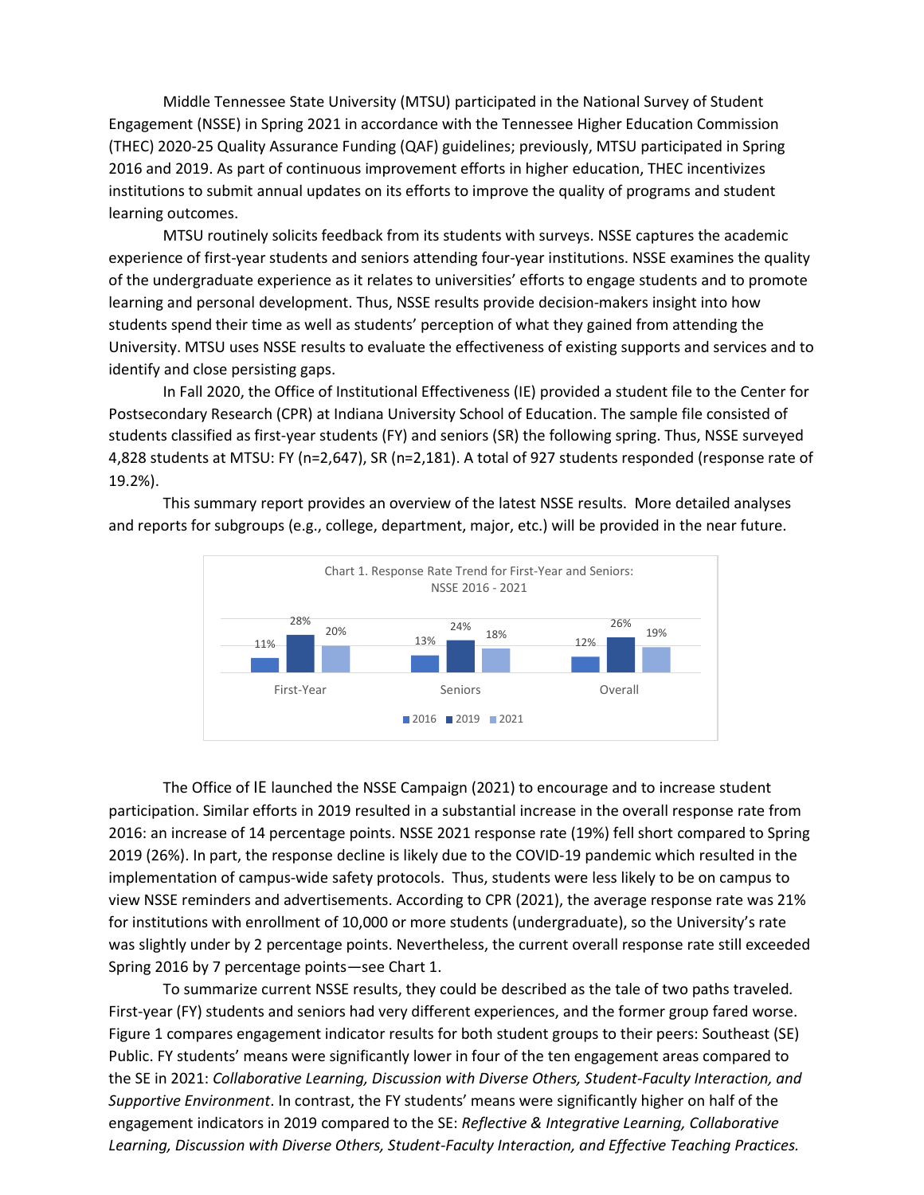Middle Tennessee State University (MTSU) participated in the National Survey of Student Engagement (NSSE) in Spring 2021 in accordance with the Tennessee Higher Education Commission (THEC) 2020-25 Quality Assurance Funding (QAF) guidelines; previously, MTSU participated in Spring 2016 and 2019. As part of continuous improvement efforts in higher education, THEC incentivizes institutions to submit annual updates on its efforts to improve the quality of programs and student learning outcomes.

MTSU routinely solicits feedback from its students with surveys. NSSE captures the academic experience of first-year students and seniors attending four-year institutions. NSSE examines the quality of the undergraduate experience as it relates to universities' efforts to engage students and to promote learning and personal development. Thus, NSSE results provide decision-makers insight into how students spend their time as well as students' perception of what they gained from attending the University. MTSU uses NSSE results to evaluate the effectiveness of existing supports and services and to identify and close persisting gaps.

In Fall 2020, the Office of Institutional Effectiveness (IE) provided a student file to the Center for Postsecondary Research (CPR) at Indiana University School of Education. The sample file consisted of students classified as first-year students (FY) and seniors (SR) the following spring. Thus, NSSE surveyed 4,828 students at MTSU: FY (n=2,647), SR (n=2,181). A total of 927 students responded (response rate of 19.2%).

This summary report provides an overview of the latest NSSE results. More detailed analyses and reports for subgroups (e.g., college, department, major, etc.) will be provided in the near future.

Chart 1. Response Rate Trend for First-Year and Seniors: NSSE 2016 - 2021

| | 2016 | 2019 | 2021 |
|---|---|---|---|
| First-Year | 11% | 28% | 20% |
| Seniors | 13% | 24% | 18% |
| Overall | 12% | 26% | 19% |

The Office of IE launched the NSSE Campaign (2021) to encourage and to increase student participation. Similar efforts in 2019 resulted in a substantial increase in the overall response rate from 2016: an increase of 14 percentage points. NSSE 2021 response rate (19%) fell short compared to Spring 2019 (26%). In part, the response decline is likely due to the COVID-19 pandemic which resulted in the implementation of campus-wide safety protocols. Thus, students were less likely to be on campus to view NSSE reminders and advertisements. According to CPR (2021), the average response rate was 21% for institutions with enrollment of 10,000 or more students (undergraduate), so the University's rate was slightly under by 2 percentage points. Nevertheless, the current overall response rate still exceeded Spring 2016 by 7 percentage points—see Chart 1.

To summarize current NSSE results, they could be described as the tale of two paths traveled. First-year (FY) students and seniors had very different experiences, and the former group fared worse. Figure 1 compares engagement indicator results for both student groups to their peers: Southeast (SE) Public. FY students' means were significantly lower in four of the ten engagement areas compared to the SE in 2021: *Collaborative Learning, Discussion with Diverse Others, Student-Faculty Interaction, and Supportive Environment*. In contrast, the FY students' means were significantly higher on half of the engagement indicators in 2019 compared to the SE: *Reflective & Integrative Learning, Collaborative Learning, Discussion with Diverse Others, Student-Faculty Interaction, and Effective Teaching Practices.*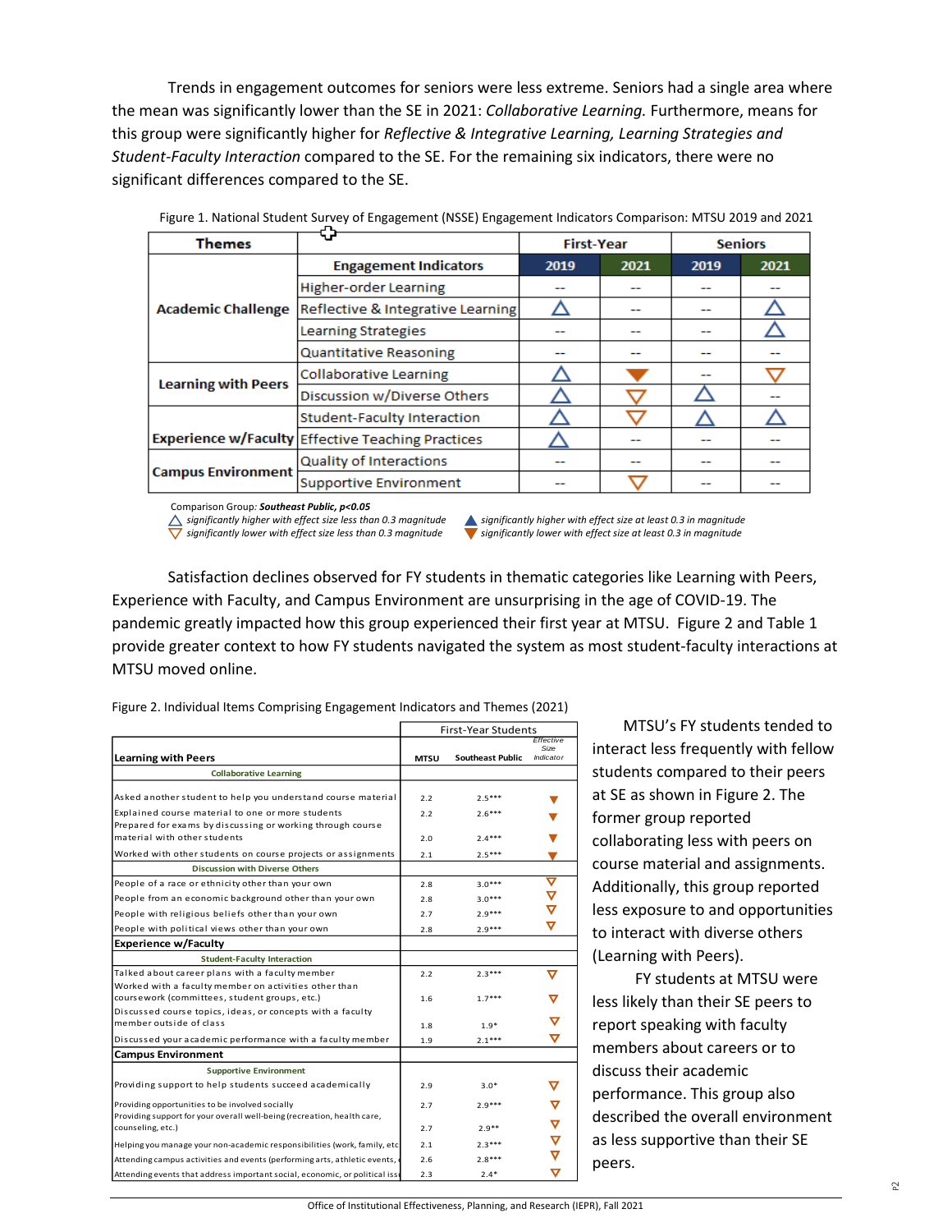Trends in engagement outcomes for seniors were less extreme. Seniors had a single area where the mean was significantly lower than the SE in 2021: *Collaborative Learning.* Furthermore, means for this group were significantly higher for *Reflective & Integrative Learning, Learning Strategies and Student-Faculty Interaction* compared to the SE. For the remaining six indicators, there were no significant differences compared to the SE.

Figure 1. National Student Survey of Engagement (NSSE) Engagement Indicators Comparison: MTSU 2019 and 2021

| Themes | Engagement Indicators | First-Year 2019 | First-Year 2021 | Seniors 2019 | Seniors 2021 |
|---|---|---|---|---|---|
| Academic Challenge | Higher-order Learning | -- | -- | -- | -- |
| | Reflective & Integrative Learning | △ | -- | -- | △ |
| | Learning Strategies | -- | -- | -- | △ |
| | Quantitative Reasoning | -- | -- | -- | -- |
| Learning with Peers | Collaborative Learning | △ | ▼ | -- | ▽ |
| | Discussion w/Diverse Others | △ | ▽ | △ | -- |
| Experience w/Faculty | Student-Faculty Interaction | △ | ▽ | △ | △ |
| | Effective Teaching Practices | △ | -- | -- | -- |
| Campus Environment | Quality of Interactions | -- | -- | -- | -- |
| | Supportive Environment | -- | ▽ | -- | -- |

Comparison Group: ***Southeast Public, p<0.05***

△ *significantly higher with effect size less than 0.3 magnitude*
▽ *significantly lower with effect size less than 0.3 magnitude*
▲ *significantly higher with effect size at least 0.3 in magnitude*
▼ *significantly lower with effect size at least 0.3 in magnitude*

Satisfaction declines observed for FY students in thematic categories like Learning with Peers, Experience with Faculty, and Campus Environment are unsurprising in the age of COVID-19. The pandemic greatly impacted how this group experienced their first year at MTSU. Figure 2 and Table 1 provide greater context to how FY students navigated the system as most student-faculty interactions at MTSU moved online.

Figure 2. Individual Items Comprising Engagement Indicators and Themes (2021)

| | First-Year Students MTSU | Southeast Public | Effective Size Indicator |
|---|---|---|---|
| **Learning with Peers** | | | |
| Collaborative Learning | | | |
| Asked another student to help you understand course material | 2.2 | 2.5*** | ▼ |
| Explained course material to one or more students | 2.2 | 2.6*** | ▼ |
| Prepared for exams by discussing or working through course material with other students | 2.0 | 2.4*** | ▼ |
| Worked with other students on course projects or assignments | 2.1 | 2.5*** | ▼ |
| Discussion with Diverse Others | | | |
| People of a race or ethnicity other than your own | 2.8 | 3.0*** | ▽ |
| People from an economic background other than your own | 2.8 | 3.0*** | ▽ |
| People with religious beliefs other than your own | 2.7 | 2.9*** | ▽ |
| People with political views other than your own | 2.8 | 2.9*** | ▽ |
| **Experience w/Faculty** | | | |
| Student-Faculty Interaction | | | |
| Talked about career plans with a faculty member | 2.2 | 2.3*** | ▽ |
| Worked with a faculty member on activities other than coursework (committees, student groups, etc.) | 1.6 | 1.7*** | ▽ |
| Discussed course topics, ideas, or concepts with a faculty member outside of class | 1.8 | 1.9* | ▽ |
| Discussed your academic performance with a faculty member | 1.9 | 2.1*** | ▽ |
| **Campus Environment** | | | |
| Supportive Environment | | | |
| Providing support to help students succeed academically | 2.9 | 3.0* | ▽ |
| Providing opportunities to be involved socially | 2.7 | 2.9*** | ▽ |
| Providing support for your overall well-being (recreation, health care, counseling, etc.) | 2.7 | 2.9** | ▽ |
| Helping you manage your non-academic responsibilities (work, family, etc | 2.1 | 2.3*** | ▽ |
| Attending campus activities and events (performing arts, athletic events, | 2.6 | 2.8*** | ▽ |
| Attending events that address important social, economic, or political iss | 2.3 | 2.4* | ▽ |

MTSU's FY students tended to interact less frequently with fellow students compared to their peers at SE as shown in Figure 2. The former group reported collaborating less with peers on course material and assignments. Additionally, this group reported less exposure to and opportunities to interact with diverse others (Learning with Peers).

FY students at MTSU were less likely than their SE peers to report speaking with faculty members about careers or to discuss their academic performance. This group also described the overall environment as less supportive than their SE peers.

Office of Institutional Effectiveness, Planning, and Research (IEPR), Fall 2021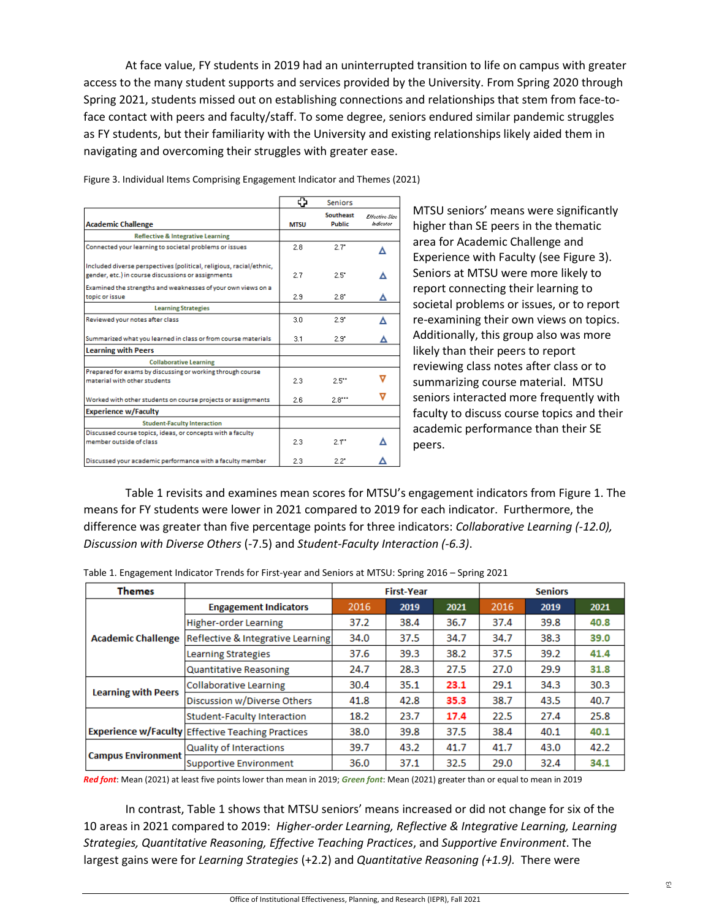At face value, FY students in 2019 had an uninterrupted transition to life on campus with greater access to the many student supports and services provided by the University. From Spring 2020 through Spring 2021, students missed out on establishing connections and relationships that stem from face-to-face contact with peers and faculty/staff. To some degree, seniors endured similar pandemic struggles as FY students, but their familiarity with the University and existing relationships likely aided them in navigating and overcoming their struggles with greater ease.

Figure 3. Individual Items Comprising Engagement Indicator and Themes (2021)

| Academic Challenge | Seniors MTSU | Seniors Southeast Public | Effective Size Indicator |
|---|---|---|---|
| **Reflective & Integrative Learning** | | | |
| Connected your learning to societal problems or issues | 2.8 | 2.7* | △ |
| Included diverse perspectives (political, religious, racial/ethnic, gender, etc.) in course discussions or assignments | 2.7 | 2.5* | △ |
| Examined the strengths and weaknesses of your own views on a topic or issue | 2.9 | 2.8* | △ |
| **Learning Strategies** | | | |
| Reviewed your notes after class | 3.0 | 2.9* | △ |
| Summarized what you learned in class or from course materials | 3.1 | 2.9* | △ |
| **Learning with Peers** | | | |
| **Collaborative Learning** | | | |
| Prepared for exams by discussing or working through course material with other students | 2.3 | 2.5** | ▽ |
| Worked with other students on course projects or assignments | 2.6 | 2.8*** | ▽ |
| **Experience w/Faculty** | | | |
| **Student-Faculty Interaction** | | | |
| Discussed course topics, ideas, or concepts with a faculty member outside of class | 2.3 | 2.1** | △ |
| Discussed your academic performance with a faculty member | 2.3 | 2.2* | △ |

MTSU seniors' means were significantly higher than SE peers in the thematic area for Academic Challenge and Experience with Faculty (see Figure 3). Seniors at MTSU were more likely to report connecting their learning to societal problems or issues, or to report re-examining their own views on topics. Additionally, this group also was more likely than their peers to report reviewing class notes after class or to summarizing course material. MTSU seniors interacted more frequently with faculty to discuss course topics and their academic performance than their SE peers.

Table 1 revisits and examines mean scores for MTSU's engagement indicators from Figure 1. The means for FY students were lower in 2021 compared to 2019 for each indicator. Furthermore, the difference was greater than five percentage points for three indicators: *Collaborative Learning (-12.0), Discussion with Diverse Others* (-7.5) and *Student-Faculty Interaction (-6.3)*.

Table 1. Engagement Indicator Trends for First-year and Seniors at MTSU: Spring 2016 – Spring 2021

| Themes | Engagement Indicators | First-Year 2016 | First-Year 2019 | First-Year 2021 | Seniors 2016 | Seniors 2019 | Seniors 2021 |
|---|---|---|---|---|---|---|---|
| Academic Challenge | Higher-order Learning | 37.2 | 38.4 | 36.7 | 37.4 | 39.8 | **40.8** |
| | Reflective & Integrative Learning | 34.0 | 37.5 | 34.7 | 34.7 | 38.3 | **39.0** |
| | Learning Strategies | 37.6 | 39.3 | 38.2 | 37.5 | 39.2 | **41.4** |
| | Quantitative Reasoning | 24.7 | 28.3 | 27.5 | 27.0 | 29.9 | **31.8** |
| Learning with Peers | Collaborative Learning | 30.4 | 35.1 | **23.1** | 29.1 | 34.3 | 30.3 |
| | Discussion w/Diverse Others | 41.8 | 42.8 | **35.3** | 38.7 | 43.5 | 40.7 |
| Experience w/Faculty | Student-Faculty Interaction | 18.2 | 23.7 | **17.4** | 22.5 | 27.4 | 25.8 |
| | Effective Teaching Practices | 38.0 | 39.8 | 37.5 | 38.4 | 40.1 | **40.1** |
| Campus Environment | Quality of Interactions | 39.7 | 43.2 | 41.7 | 41.7 | 43.0 | 42.2 |
| | Supportive Environment | 36.0 | 37.1 | 32.5 | 29.0 | 32.4 | **34.1** |

***Red font***: Mean (2021) at least five points lower than mean in 2019; ***Green font***: Mean (2021) greater than or equal to mean in 2019

In contrast, Table 1 shows that MTSU seniors' means increased or did not change for six of the 10 areas in 2021 compared to 2019: *Higher-order Learning, Reflective & Integrative Learning, Learning Strategies, Quantitative Reasoning, Effective Teaching Practices*, and *Supportive Environment*. The largest gains were for *Learning Strategies* (+2.2) and *Quantitative Reasoning (+1.9).* There were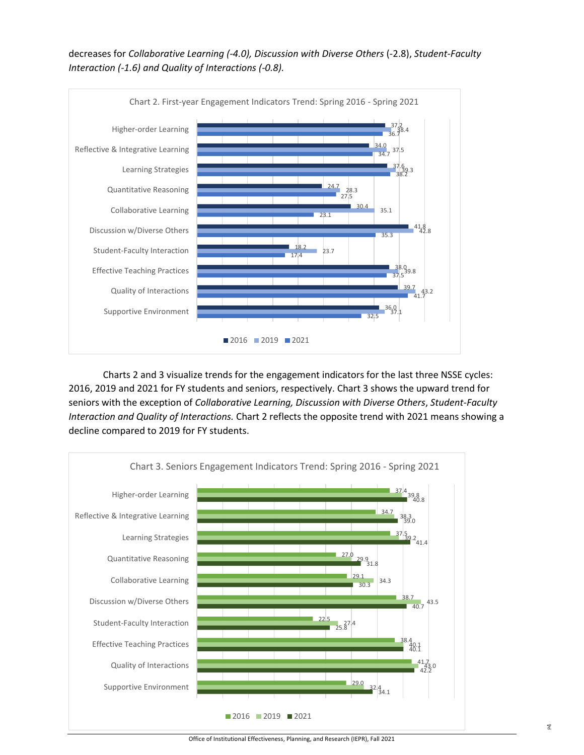decreases for *Collaborative Learning (-4.0), Discussion with Diverse Others* (-2.8), *Student-Faculty Interaction (-1.6) and Quality of Interactions (-0.8).*

Chart 2. First-year Engagement Indicators Trend: Spring 2016 - Spring 2021

| Indicator | 2016 | 2019 | 2021 |
|---|---|---|---|
| Higher-order Learning | 37.2 | 38.4 | 36.7 |
| Reflective & Integrative Learning | 34.0 | 37.5 | 34.7 |
| Learning Strategies | 37.6 | 39.3 | 38.2 |
| Quantitative Reasoning | 24.7 | 28.3 | 27.5 |
| Collaborative Learning | 30.4 | 35.1 | 23.1 |
| Discussion w/Diverse Others | 41.8 | 42.8 | 35.3 |
| Student-Faculty Interaction | 18.2 | 23.7 | 17.4 |
| Effective Teaching Practices | 38.0 | 39.8 | 37.5 |
| Quality of Interactions | 39.7 | 43.2 | 41.7 |
| Supportive Environment | 36.0 | 37.1 | 32.5 |

Charts 2 and 3 visualize trends for the engagement indicators for the last three NSSE cycles: 2016, 2019 and 2021 for FY students and seniors, respectively. Chart 3 shows the upward trend for seniors with the exception of *Collaborative Learning, Discussion with Diverse Others*, *Student-Faculty Interaction and Quality of Interactions.* Chart 2 reflects the opposite trend with 2021 means showing a decline compared to 2019 for FY students.

Chart 3. Seniors Engagement Indicators Trend: Spring 2016 - Spring 2021

| Indicator | 2016 | 2019 | 2021 |
|---|---|---|---|
| Higher-order Learning | 37.4 | 39.8 | 40.8 |
| Reflective & Integrative Learning | 34.7 | 38.3 | 39.0 |
| Learning Strategies | 37.5 | 39.2 | 41.4 |
| Quantitative Reasoning | 27.0 | 29.9 | 31.8 |
| Collaborative Learning | 29.1 | 34.3 | 30.3 |
| Discussion w/Diverse Others | 38.7 | 43.5 | 40.7 |
| Student-Faculty Interaction | 22.5 | 27.4 | 25.8 |
| Effective Teaching Practices | 38.4 | 40.1 | 40.1 |
| Quality of Interactions | 41.7 | 43.0 | 42.2 |
| Supportive Environment | 29.0 | 32.4 | 34.1 |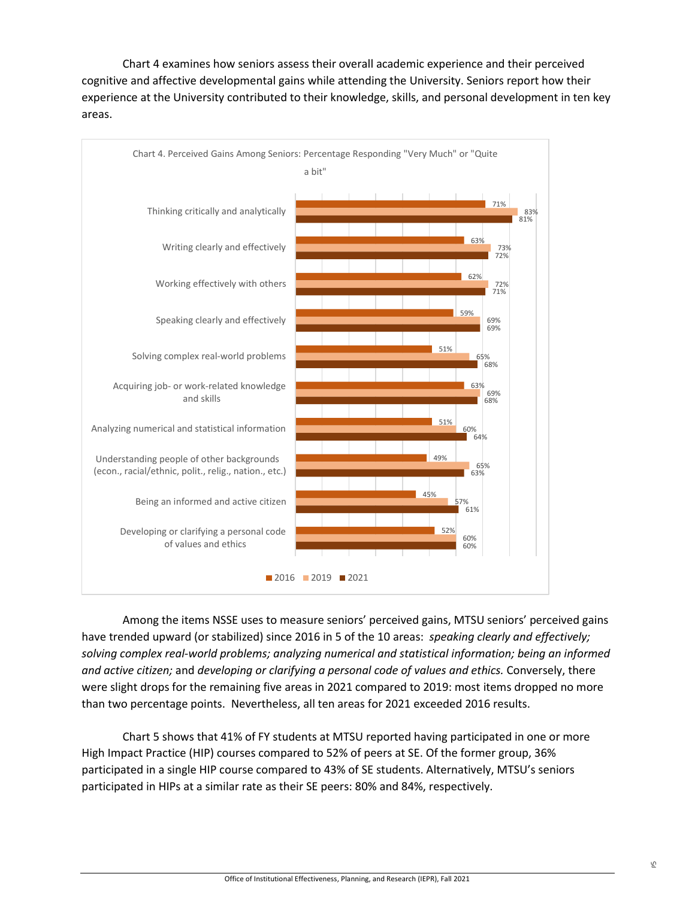Chart 4 examines how seniors assess their overall academic experience and their perceived cognitive and affective developmental gains while attending the University. Seniors report how their experience at the University contributed to their knowledge, skills, and personal development in ten key areas.

Chart 4. Perceived Gains Among Seniors: Percentage Responding "Very Much" or "Quite a bit"

| | 2016 | 2019 | 2021 |
|---|---|---|---|
| Thinking critically and analytically | 71% | 83% | 81% |
| Writing clearly and effectively | 63% | 73% | 72% |
| Working effectively with others | 62% | 72% | 71% |
| Speaking clearly and effectively | 59% | 69% | 69% |
| Solving complex real-world problems | 51% | 65% | 68% |
| Acquiring job- or work-related knowledge and skills | 63% | 69% | 68% |
| Analyzing numerical and statistical information | 51% | 60% | 64% |
| Understanding people of other backgrounds (econ., racial/ethnic, polit., relig., nation., etc.) | 49% | 65% | 63% |
| Being an informed and active citizen | 45% | 57% | 61% |
| Developing or clarifying a personal code of values and ethics | 52% | 60% | 60% |

Among the items NSSE uses to measure seniors' perceived gains, MTSU seniors' perceived gains have trended upward (or stabilized) since 2016 in 5 of the 10 areas: *speaking clearly and effectively; solving complex real-world problems; analyzing numerical and statistical information; being an informed and active citizen;* and *developing or clarifying a personal code of values and ethics.* Conversely, there were slight drops for the remaining five areas in 2021 compared to 2019: most items dropped no more than two percentage points. Nevertheless, all ten areas for 2021 exceeded 2016 results.

Chart 5 shows that 41% of FY students at MTSU reported having participated in one or more High Impact Practice (HIP) courses compared to 52% of peers at SE. Of the former group, 36% participated in a single HIP course compared to 43% of SE students. Alternatively, MTSU's seniors participated in HIPs at a similar rate as their SE peers: 80% and 84%, respectively.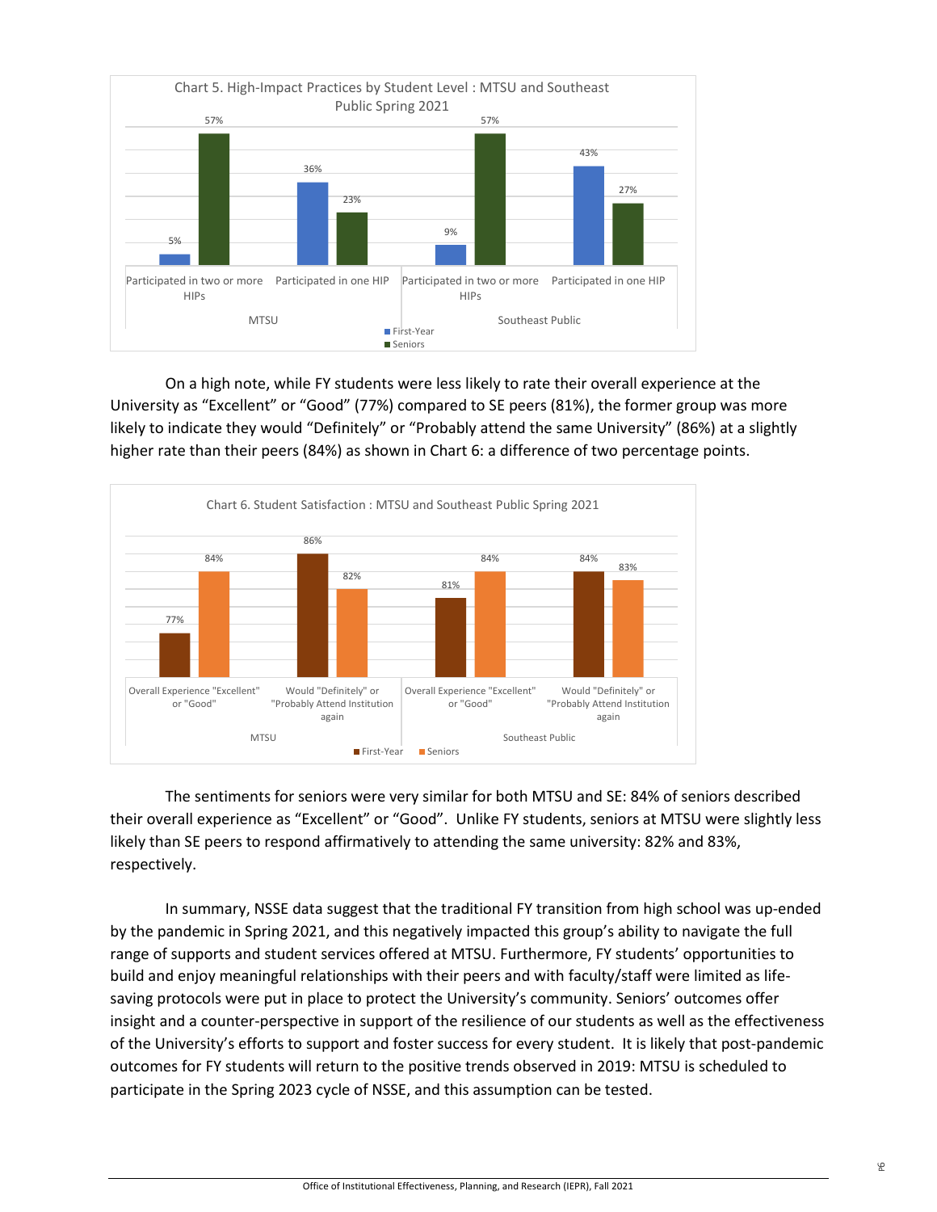Chart 5. High-Impact Practices by Student Level : MTSU and Southeast Public Spring 2021

5%
57%
36%
23%
9%
57%
43%
27%

Participated in two or more HIPs
Participated in one HIP
Participated in two or more HIPs
Participated in one HIP

MTSU
Southeast Public

First-Year
Seniors

On a high note, while FY students were less likely to rate their overall experience at the University as "Excellent" or "Good" (77%) compared to SE peers (81%), the former group was more likely to indicate they would "Definitely" or "Probably attend the same University" (86%) at a slightly higher rate than their peers (84%) as shown in Chart 6: a difference of two percentage points.

Chart 6. Student Satisfaction : MTSU and Southeast Public Spring 2021

77%
84%
86%
82%
81%
84%
84%
83%

Overall Experience "Excellent" or "Good"
Would "Definitely" or "Probably Attend Institution again
Overall Experience "Excellent" or "Good"
Would "Definitely" or "Probably Attend Institution again

MTSU
Southeast Public

First-Year
Seniors

The sentiments for seniors were very similar for both MTSU and SE: 84% of seniors described their overall experience as "Excellent" or "Good". Unlike FY students, seniors at MTSU were slightly less likely than SE peers to respond affirmatively to attending the same university: 82% and 83%, respectively.

In summary, NSSE data suggest that the traditional FY transition from high school was up-ended by the pandemic in Spring 2021, and this negatively impacted this group's ability to navigate the full range of supports and student services offered at MTSU. Furthermore, FY students' opportunities to build and enjoy meaningful relationships with their peers and with faculty/staff were limited as life-saving protocols were put in place to protect the University's community. Seniors' outcomes offer insight and a counter-perspective in support of the resilience of our students as well as the effectiveness of the University's efforts to support and foster success for every student. It is likely that post-pandemic outcomes for FY students will return to the positive trends observed in 2019: MTSU is scheduled to participate in the Spring 2023 cycle of NSSE, and this assumption can be tested.